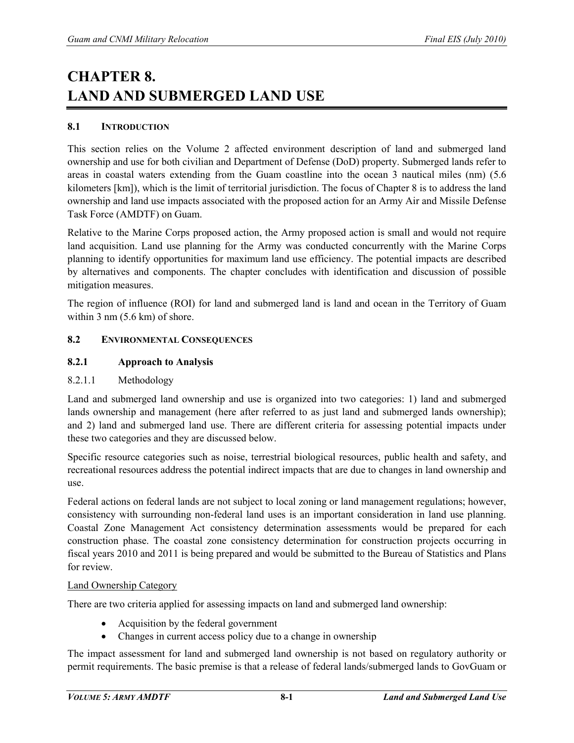# CHAPTER 8. LAND AND SUBMERGED LAND USE

## 8.1 INTRODUCTION

This section relies on the Volume 2 affected environment description of land and submerged land ownership and use for both civilian and Department of Defense (DoD) property. Submerged lands refer to areas in coastal waters extending from the Guam coastline into the ocean 3 nautical miles (nm) (5.6 kilometers [km]), which is the limit of territorial jurisdiction. The focus of Chapter 8 is to address the land ownership and land use impacts associated with the proposed action for an Army Air and Missile Defense Task Force (AMDTF) on Guam.

Relative to the Marine Corps proposed action, the Army proposed action is small and would not require land acquisition. Land use planning for the Army was conducted concurrently with the Marine Corps planning to identify opportunities for maximum land use efficiency. The potential impacts are described by alternatives and components. The chapter concludes with identification and discussion of possible mitigation measures.

The region of influence (ROI) for land and submerged land is land and ocean in the Territory of Guam within 3 nm (5.6 km) of shore.

## 8.2 ENVIRONMENTAL CONSEQUENCES

### 8.2.1 Approach to Analysis

#### 8.2.1.1 Methodology

Land and submerged land ownership and use is organized into two categories: 1) land and submerged lands ownership and management (here after referred to as just land and submerged lands ownership); and 2) land and submerged land use. There are different criteria for assessing potential impacts under these two categories and they are discussed below.

Specific resource categories such as noise, terrestrial biological resources, public health and safety, and recreational resources address the potential indirect impacts that are due to changes in land ownership and use.

Federal actions on federal lands are not subject to local zoning or land management regulations; however, consistency with surrounding non-federal land uses is an important consideration in land use planning. Coastal Zone Management Act consistency determination assessments would be prepared for each construction phase. The coastal zone consistency determination for construction projects occurring in fiscal years 2010 and 2011 is being prepared and would be submitted to the Bureau of Statistics and Plans for review.

Land Ownership Category

There are two criteria applied for assessing impacts on land and submerged land ownership:

- Acquisition by the federal government
- Changes in current access policy due to a change in ownership

The impact assessment for land and submerged land ownership is not based on regulatory authority or permit requirements. The basic premise is that a release of federal lands/submerged lands to GovGuam or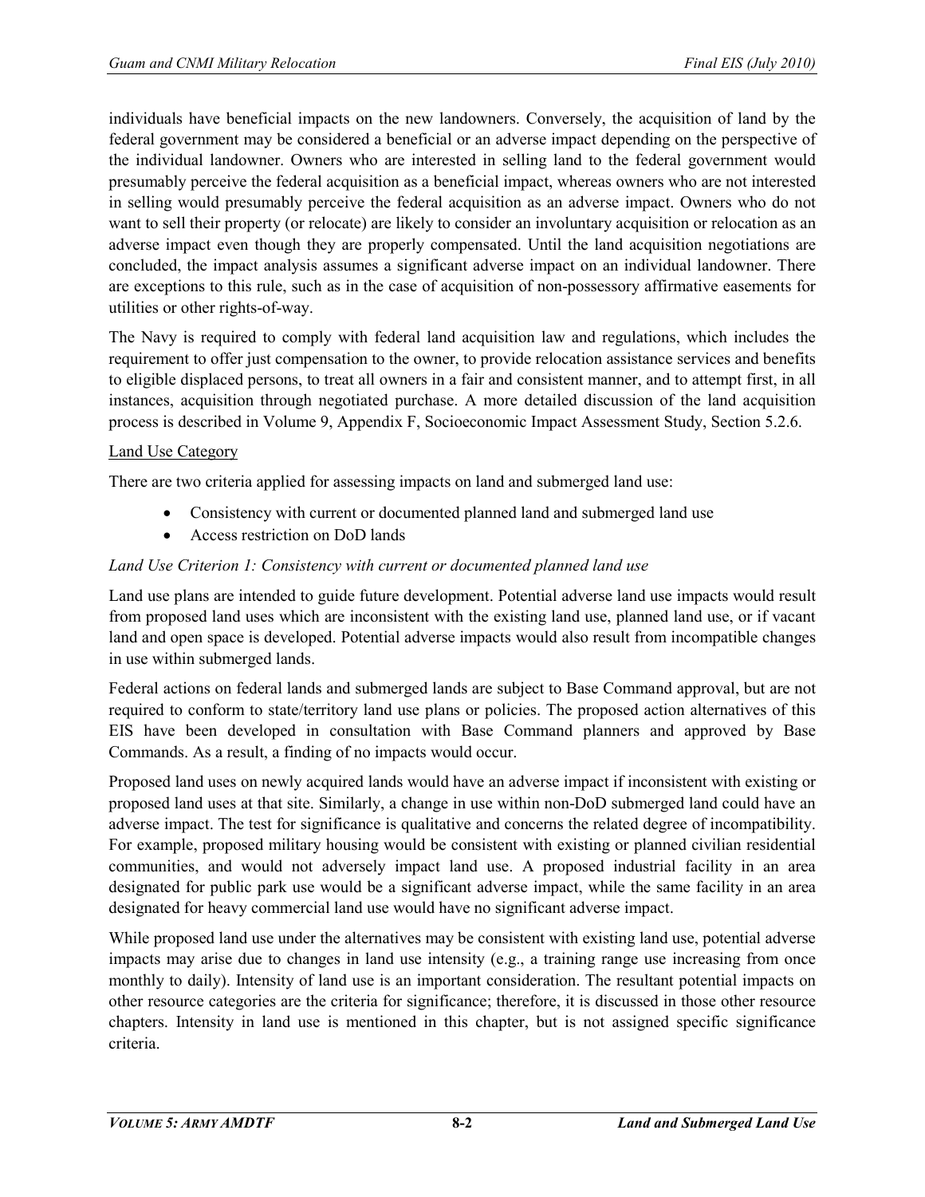individuals have beneficial impacts on the new landowners. Conversely, the acquisition of land by the federal government may be considered a beneficial or an adverse impact depending on the perspective of the individual landowner. Owners who are interested in selling land to the federal government would presumably perceive the federal acquisition as a beneficial impact, whereas owners who are not interested in selling would presumably perceive the federal acquisition as an adverse impact. Owners who do not want to sell their property (or relocate) are likely to consider an involuntary acquisition or relocation as an adverse impact even though they are properly compensated. Until the land acquisition negotiations are concluded, the impact analysis assumes a significant adverse impact on an individual landowner. There are exceptions to this rule, such as in the case of acquisition of non-possessory affirmative easements for utilities or other rights-of-way.

The Navy is required to comply with federal land acquisition law and regulations, which includes the requirement to offer just compensation to the owner, to provide relocation assistance services and benefits to eligible displaced persons, to treat all owners in a fair and consistent manner, and to attempt first, in all instances, acquisition through negotiated purchase. A more detailed discussion of the land acquisition process is described in Volume 9, Appendix F, Socioeconomic Impact Assessment Study, Section 5.2.6.

<u>Land Use Category</u>

There are two criteria applied for assessing impacts on land and submerged land use:

- Consistency with current or documented planned land and submerged land use
- Access restriction on DoD lands

*Land Use Criterion 1: Consistency with current or documented planned land use*

Land use plans are intended to guide future development. Potential adverse land use impacts would result from proposed land uses which are inconsistent with the existing land use, planned land use, or if vacant land and open space is developed. Potential adverse impacts would also result from incompatible changes in use within submerged lands.

Federal actions on federal lands and submerged lands are subject to Base Command approval, but are not required to conform to state/territory land use plans or policies. The proposed action alternatives of this EIS have been developed in consultation with Base Command planners and approved by Base Commands. As a result, a finding of no impacts would occur.

Proposed land uses on newly acquired lands would have an adverse impact if inconsistent with existing or proposed land uses at that site. Similarly, a change in use within non-DoD submerged land could have an adverse impact. The test for significance is qualitative and concerns the related degree of incompatibility. For example, proposed military housing would be consistent with existing or planned civilian residential communities, and would not adversely impact land use. A proposed industrial facility in an area designated for public park use would be a significant adverse impact, while the same facility in an area designated for heavy commercial land use would have no significant adverse impact.

While proposed land use under the alternatives may be consistent with existing land use, potential adverse impacts may arise due to changes in land use intensity (e.g., a training range use increasing from once monthly to daily). Intensity of land use is an important consideration. The resultant potential impacts on other resource categories are the criteria for significance; therefore, it is discussed in those other resource chapters. Intensity in land use is mentioned in this chapter, but is not assigned specific significance criteria.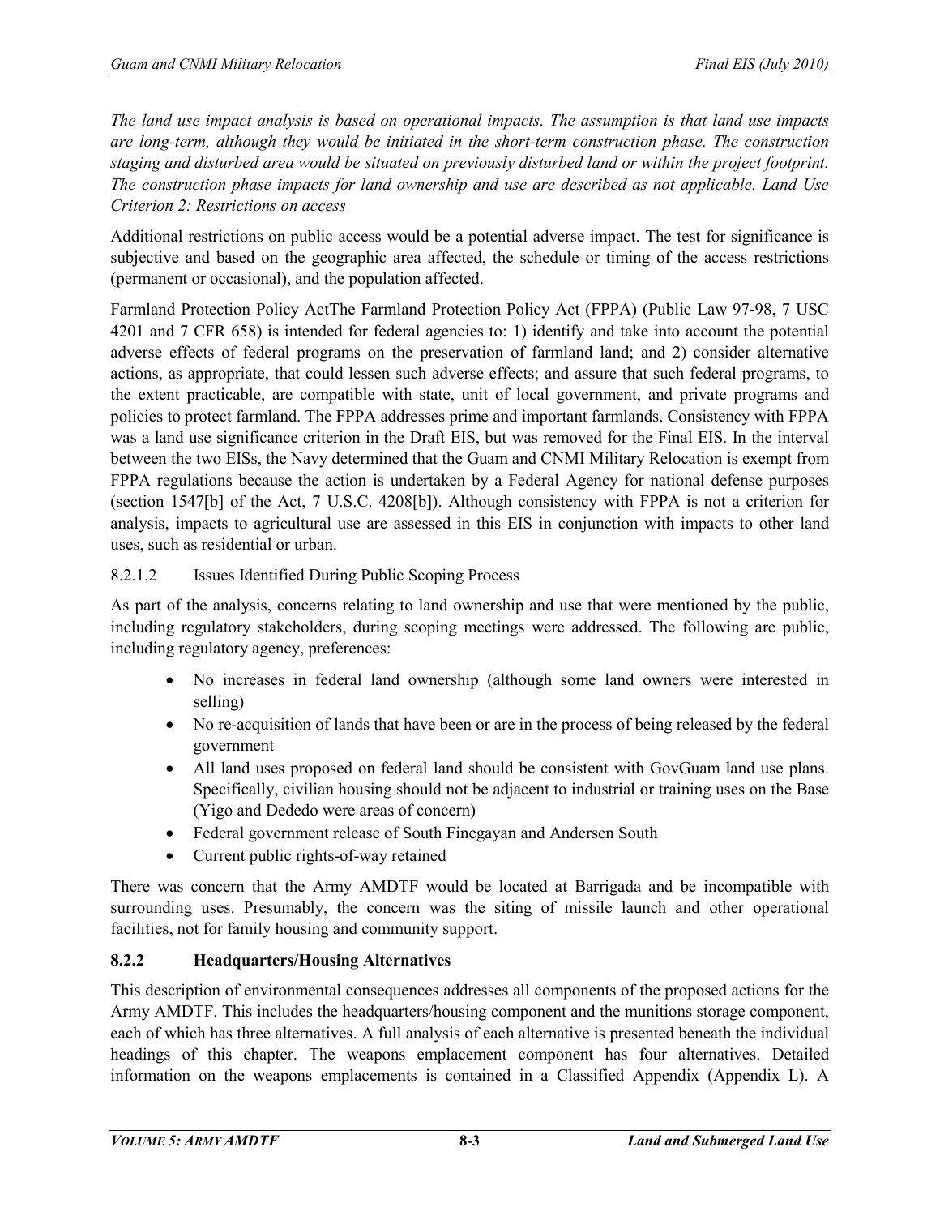*The land use impact analysis is based on operational impacts. The assumption is that land use impacts are long-term, although they would be initiated in the short-term construction phase. The construction staging and disturbed area would be situated on previously disturbed land or within the project footprint. The construction phase impacts for land ownership and use are described as not applicable. Land Use Criterion 2: Restrictions on access*

Additional restrictions on public access would be a potential adverse impact. The test for significance is subjective and based on the geographic area affected, the schedule or timing of the access restrictions (permanent or occasional), and the population affected.

Farmland Protection Policy ActThe Farmland Protection Policy Act (FPPA) (Public Law 97-98, 7 USC 4201 and 7 CFR 658) is intended for federal agencies to: 1) identify and take into account the potential adverse effects of federal programs on the preservation of farmland land; and 2) consider alternative actions, as appropriate, that could lessen such adverse effects; and assure that such federal programs, to the extent practicable, are compatible with state, unit of local government, and private programs and policies to protect farmland. The FPPA addresses prime and important farmlands. Consistency with FPPA was a land use significance criterion in the Draft EIS, but was removed for the Final EIS. In the interval between the two EISs, the Navy determined that the Guam and CNMI Military Relocation is exempt from FPPA regulations because the action is undertaken by a Federal Agency for national defense purposes (section 1547[b] of the Act, 7 U.S.C. 4208[b]). Although consistency with FPPA is not a criterion for analysis, impacts to agricultural use are assessed in this EIS in conjunction with impacts to other land uses, such as residential or urban.

8.2.1.2 Issues Identified During Public Scoping Process

As part of the analysis, concerns relating to land ownership and use that were mentioned by the public, including regulatory stakeholders, during scoping meetings were addressed. The following are public, including regulatory agency, preferences:

- No increases in federal land ownership (although some land owners were interested in selling)
- No re-acquisition of lands that have been or are in the process of being released by the federal government
- All land uses proposed on federal land should be consistent with GovGuam land use plans. Specifically, civilian housing should not be adjacent to industrial or training uses on the Base (Yigo and Dededo were areas of concern)
- Federal government release of South Finegayan and Andersen South
- Current public rights-of-way retained

There was concern that the Army AMDTF would be located at Barrigada and be incompatible with surrounding uses. Presumably, the concern was the siting of missile launch and other operational facilities, not for family housing and community support.

### 8.2.2 Headquarters/Housing Alternatives

This description of environmental consequences addresses all components of the proposed actions for the Army AMDTF. This includes the headquarters/housing component and the munitions storage component, each of which has three alternatives. A full analysis of each alternative is presented beneath the individual headings of this chapter. The weapons emplacement component has four alternatives. Detailed information on the weapons emplacements is contained in a Classified Appendix (Appendix L). A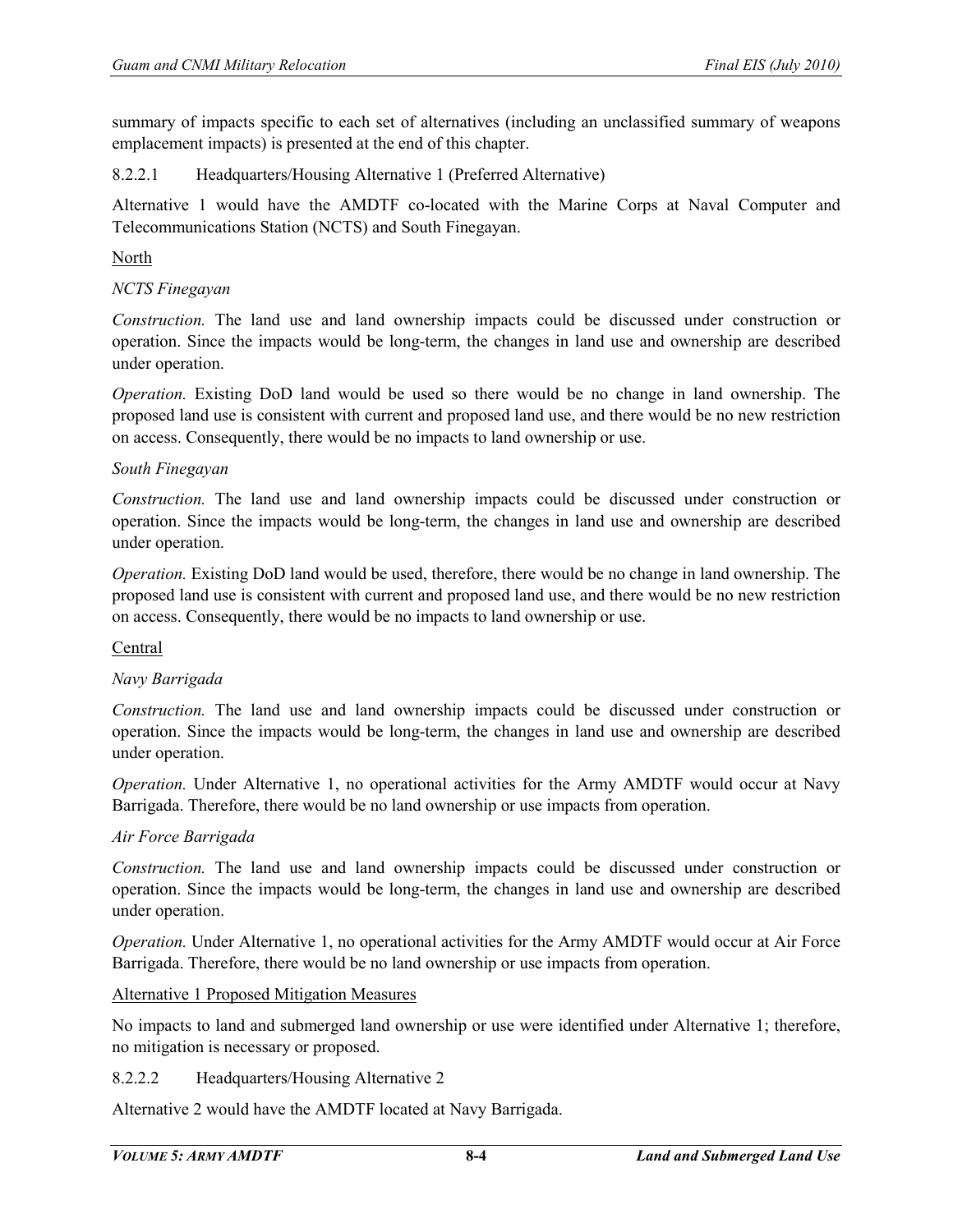summary of impacts specific to each set of alternatives (including an unclassified summary of weapons emplacement impacts) is presented at the end of this chapter.

#### 8.2.2.1 Headquarters/Housing Alternative 1 (Preferred Alternative)

Alternative 1 would have the AMDTF co-located with the Marine Corps at Naval Computer and Telecommunications Station (NCTS) and South Finegayan.

<u>North</u>

*NCTS Finegayan*

*Construction.* The land use and land ownership impacts could be discussed under construction or operation. Since the impacts would be long-term, the changes in land use and ownership are described under operation.

*Operation.* Existing DoD land would be used so there would be no change in land ownership. The proposed land use is consistent with current and proposed land use, and there would be no new restriction on access. Consequently, there would be no impacts to land ownership or use.

*South Finegayan*

*Construction.* The land use and land ownership impacts could be discussed under construction or operation. Since the impacts would be long-term, the changes in land use and ownership are described under operation.

*Operation.* Existing DoD land would be used, therefore, there would be no change in land ownership. The proposed land use is consistent with current and proposed land use, and there would be no new restriction on access. Consequently, there would be no impacts to land ownership or use.

<u>Central</u>

*Navy Barrigada*

*Construction.* The land use and land ownership impacts could be discussed under construction or operation. Since the impacts would be long-term, the changes in land use and ownership are described under operation.

*Operation.* Under Alternative 1, no operational activities for the Army AMDTF would occur at Navy Barrigada. Therefore, there would be no land ownership or use impacts from operation.

*Air Force Barrigada*

*Construction.* The land use and land ownership impacts could be discussed under construction or operation. Since the impacts would be long-term, the changes in land use and ownership are described under operation.

*Operation.* Under Alternative 1, no operational activities for the Army AMDTF would occur at Air Force Barrigada. Therefore, there would be no land ownership or use impacts from operation.

<u>Alternative 1 Proposed Mitigation Measures</u>

No impacts to land and submerged land ownership or use were identified under Alternative 1; therefore, no mitigation is necessary or proposed.

#### 8.2.2.2 Headquarters/Housing Alternative 2

Alternative 2 would have the AMDTF located at Navy Barrigada.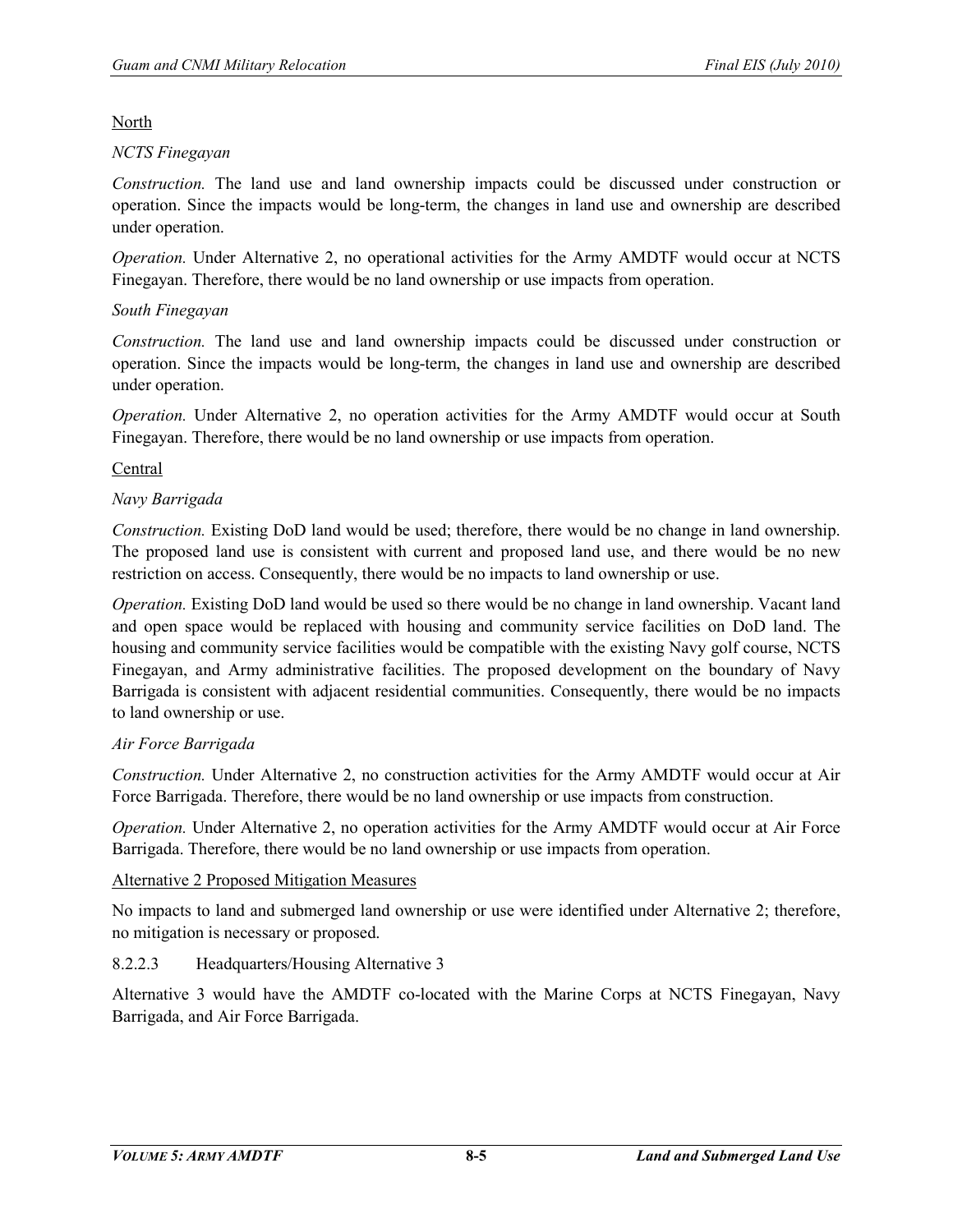North

*NCTS Finegayan*

*Construction.* The land use and land ownership impacts could be discussed under construction or operation. Since the impacts would be long-term, the changes in land use and ownership are described under operation.

*Operation.* Under Alternative 2, no operational activities for the Army AMDTF would occur at NCTS Finegayan. Therefore, there would be no land ownership or use impacts from operation.

*South Finegayan*

*Construction.* The land use and land ownership impacts could be discussed under construction or operation. Since the impacts would be long-term, the changes in land use and ownership are described under operation.

*Operation.* Under Alternative 2, no operation activities for the Army AMDTF would occur at South Finegayan. Therefore, there would be no land ownership or use impacts from operation.

Central

*Navy Barrigada*

*Construction.* Existing DoD land would be used; therefore, there would be no change in land ownership. The proposed land use is consistent with current and proposed land use, and there would be no new restriction on access. Consequently, there would be no impacts to land ownership or use.

*Operation.* Existing DoD land would be used so there would be no change in land ownership. Vacant land and open space would be replaced with housing and community service facilities on DoD land. The housing and community service facilities would be compatible with the existing Navy golf course, NCTS Finegayan, and Army administrative facilities. The proposed development on the boundary of Navy Barrigada is consistent with adjacent residential communities. Consequently, there would be no impacts to land ownership or use.

*Air Force Barrigada*

*Construction.* Under Alternative 2, no construction activities for the Army AMDTF would occur at Air Force Barrigada. Therefore, there would be no land ownership or use impacts from construction.

*Operation.* Under Alternative 2, no operation activities for the Army AMDTF would occur at Air Force Barrigada. Therefore, there would be no land ownership or use impacts from operation.

Alternative 2 Proposed Mitigation Measures

No impacts to land and submerged land ownership or use were identified under Alternative 2; therefore, no mitigation is necessary or proposed.

#### 8.2.2.3 Headquarters/Housing Alternative 3

Alternative 3 would have the AMDTF co-located with the Marine Corps at NCTS Finegayan, Navy Barrigada, and Air Force Barrigada.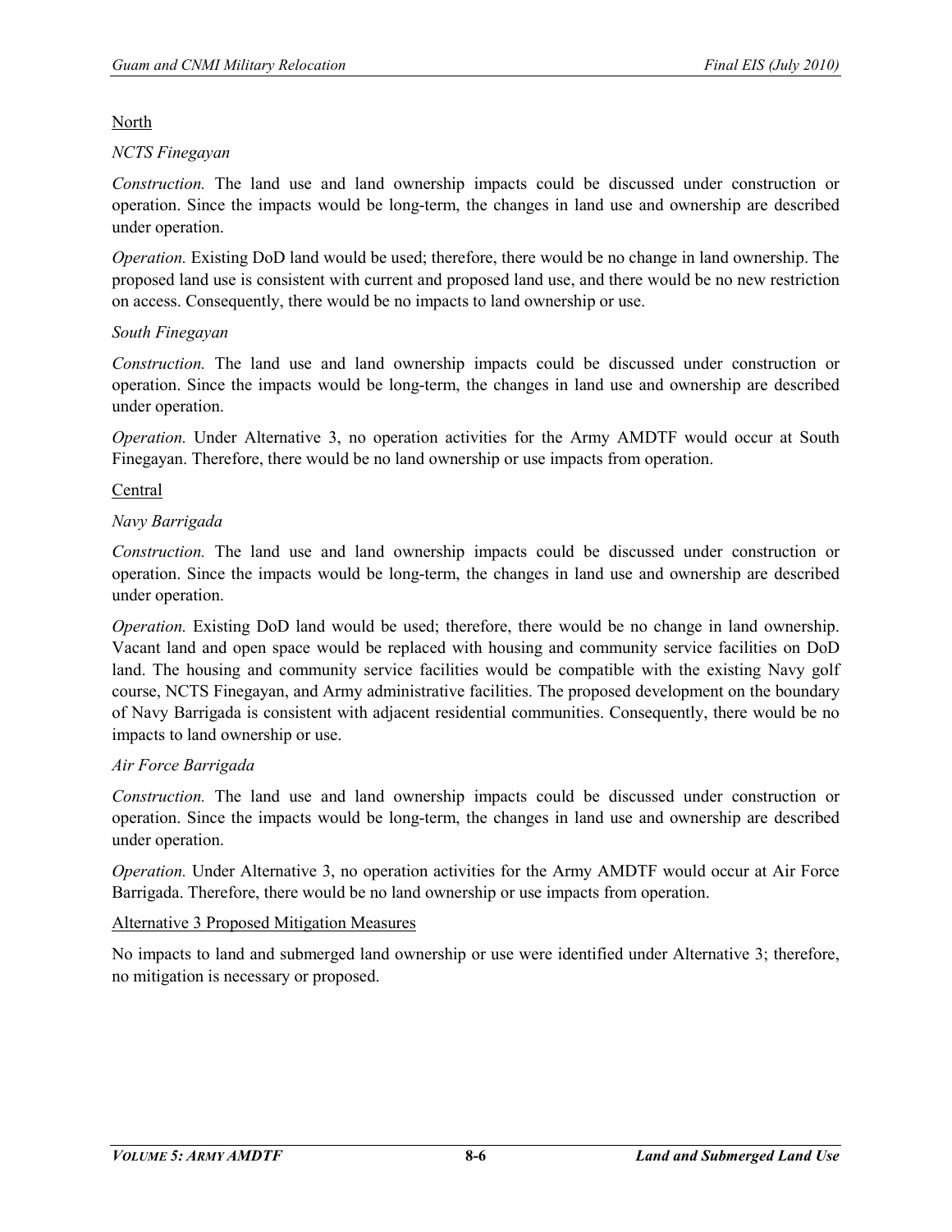North

*NCTS Finegayan*

*Construction.* The land use and land ownership impacts could be discussed under construction or operation. Since the impacts would be long-term, the changes in land use and ownership are described under operation.

*Operation.* Existing DoD land would be used; therefore, there would be no change in land ownership. The proposed land use is consistent with current and proposed land use, and there would be no new restriction on access. Consequently, there would be no impacts to land ownership or use.

*South Finegayan*

*Construction.* The land use and land ownership impacts could be discussed under construction or operation. Since the impacts would be long-term, the changes in land use and ownership are described under operation.

*Operation.* Under Alternative 3, no operation activities for the Army AMDTF would occur at South Finegayan. Therefore, there would be no land ownership or use impacts from operation.

Central

*Navy Barrigada*

*Construction.* The land use and land ownership impacts could be discussed under construction or operation. Since the impacts would be long-term, the changes in land use and ownership are described under operation.

*Operation.* Existing DoD land would be used; therefore, there would be no change in land ownership. Vacant land and open space would be replaced with housing and community service facilities on DoD land. The housing and community service facilities would be compatible with the existing Navy golf course, NCTS Finegayan, and Army administrative facilities. The proposed development on the boundary of Navy Barrigada is consistent with adjacent residential communities. Consequently, there would be no impacts to land ownership or use.

*Air Force Barrigada*

*Construction.* The land use and land ownership impacts could be discussed under construction or operation. Since the impacts would be long-term, the changes in land use and ownership are described under operation.

*Operation.* Under Alternative 3, no operation activities for the Army AMDTF would occur at Air Force Barrigada. Therefore, there would be no land ownership or use impacts from operation.

Alternative 3 Proposed Mitigation Measures

No impacts to land and submerged land ownership or use were identified under Alternative 3; therefore, no mitigation is necessary or proposed.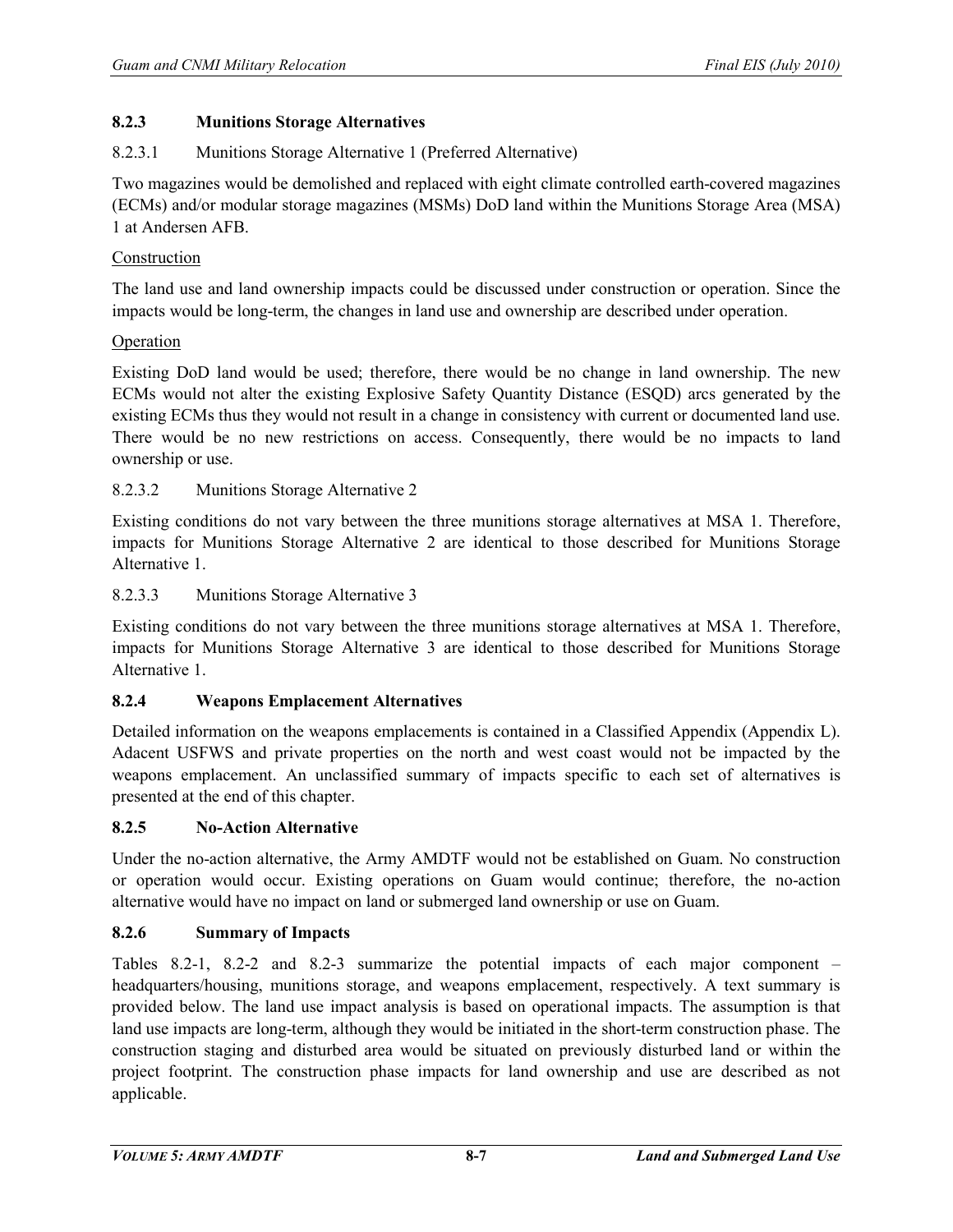### 8.2.3 Munitions Storage Alternatives

#### 8.2.3.1 Munitions Storage Alternative 1 (Preferred Alternative)

Two magazines would be demolished and replaced with eight climate controlled earth-covered magazines (ECMs) and/or modular storage magazines (MSMs) DoD land within the Munitions Storage Area (MSA) 1 at Andersen AFB.

Construction

The land use and land ownership impacts could be discussed under construction or operation. Since the impacts would be long-term, the changes in land use and ownership are described under operation.

Operation

Existing DoD land would be used; therefore, there would be no change in land ownership. The new ECMs would not alter the existing Explosive Safety Quantity Distance (ESQD) arcs generated by the existing ECMs thus they would not result in a change in consistency with current or documented land use. There would be no new restrictions on access. Consequently, there would be no impacts to land ownership or use.

#### 8.2.3.2 Munitions Storage Alternative 2

Existing conditions do not vary between the three munitions storage alternatives at MSA 1. Therefore, impacts for Munitions Storage Alternative 2 are identical to those described for Munitions Storage Alternative 1.

#### 8.2.3.3 Munitions Storage Alternative 3

Existing conditions do not vary between the three munitions storage alternatives at MSA 1. Therefore, impacts for Munitions Storage Alternative 3 are identical to those described for Munitions Storage Alternative 1.

### 8.2.4 Weapons Emplacement Alternatives

Detailed information on the weapons emplacements is contained in a Classified Appendix (Appendix L). Adacent USFWS and private properties on the north and west coast would not be impacted by the weapons emplacement. An unclassified summary of impacts specific to each set of alternatives is presented at the end of this chapter.

### 8.2.5 No-Action Alternative

Under the no-action alternative, the Army AMDTF would not be established on Guam. No construction or operation would occur. Existing operations on Guam would continue; therefore, the no-action alternative would have no impact on land or submerged land ownership or use on Guam.

### 8.2.6 Summary of Impacts

Tables 8.2-1, 8.2-2 and 8.2-3 summarize the potential impacts of each major component – headquarters/housing, munitions storage, and weapons emplacement, respectively. A text summary is provided below. The land use impact analysis is based on operational impacts. The assumption is that land use impacts are long-term, although they would be initiated in the short-term construction phase. The construction staging and disturbed area would be situated on previously disturbed land or within the project footprint. The construction phase impacts for land ownership and use are described as not applicable.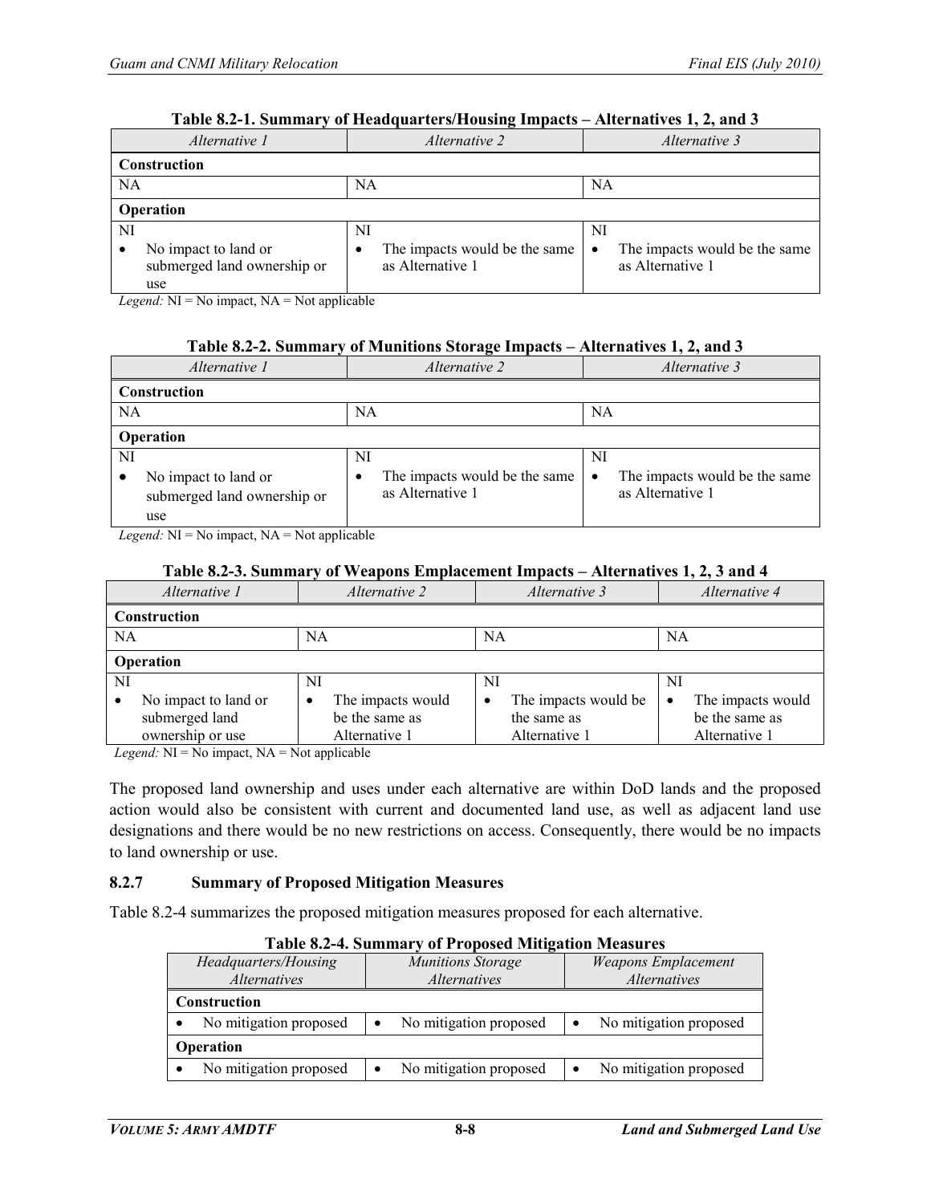**Table 8.2-1. Summary of Headquarters/Housing Impacts – Alternatives 1, 2, and 3**

| *Alternative 1* | *Alternative 2* | *Alternative 3* |
| --- | --- | --- |
| **Construction** | | |
| NA | NA | NA |
| **Operation** | | |
| NI<br>• No impact to land or submerged land ownership or use | NI<br>• The impacts would be the same as Alternative 1 | NI<br>• The impacts would be the same as Alternative 1 |

*Legend:* NI = No impact, NA = Not applicable

**Table 8.2-2. Summary of Munitions Storage Impacts – Alternatives 1, 2, and 3**

| *Alternative 1* | *Alternative 2* | *Alternative 3* |
| --- | --- | --- |
| **Construction** | | |
| NA | NA | NA |
| **Operation** | | |
| NI<br>• No impact to land or submerged land ownership or use | NI<br>• The impacts would be the same as Alternative 1 | NI<br>• The impacts would be the same as Alternative 1 |

*Legend:* NI = No impact, NA = Not applicable

**Table 8.2-3. Summary of Weapons Emplacement Impacts – Alternatives 1, 2, 3 and 4**

| *Alternative 1* | *Alternative 2* | *Alternative 3* | *Alternative 4* |
| --- | --- | --- | --- |
| **Construction** | | | |
| NA | NA | NA | NA |
| **Operation** | | | |
| NI<br>• No impact to land or submerged land ownership or use | NI<br>• The impacts would be the same as Alternative 1 | NI<br>• The impacts would be the same as Alternative 1 | NI<br>• The impacts would be the same as Alternative 1 |

*Legend:* NI = No impact, NA = Not applicable

The proposed land ownership and uses under each alternative are within DoD lands and the proposed action would also be consistent with current and documented land use, as well as adjacent land use designations and there would be no new restrictions on access. Consequently, there would be no impacts to land ownership or use.

### 8.2.7 Summary of Proposed Mitigation Measures

Table 8.2-4 summarizes the proposed mitigation measures proposed for each alternative.

**Table 8.2-4. Summary of Proposed Mitigation Measures**

| *Headquarters/Housing Alternatives* | *Munitions Storage Alternatives* | *Weapons Emplacement Alternatives* |
| --- | --- | --- |
| **Construction** | | |
| • No mitigation proposed | • No mitigation proposed | • No mitigation proposed |
| **Operation** | | |
| • No mitigation proposed | • No mitigation proposed | • No mitigation proposed |